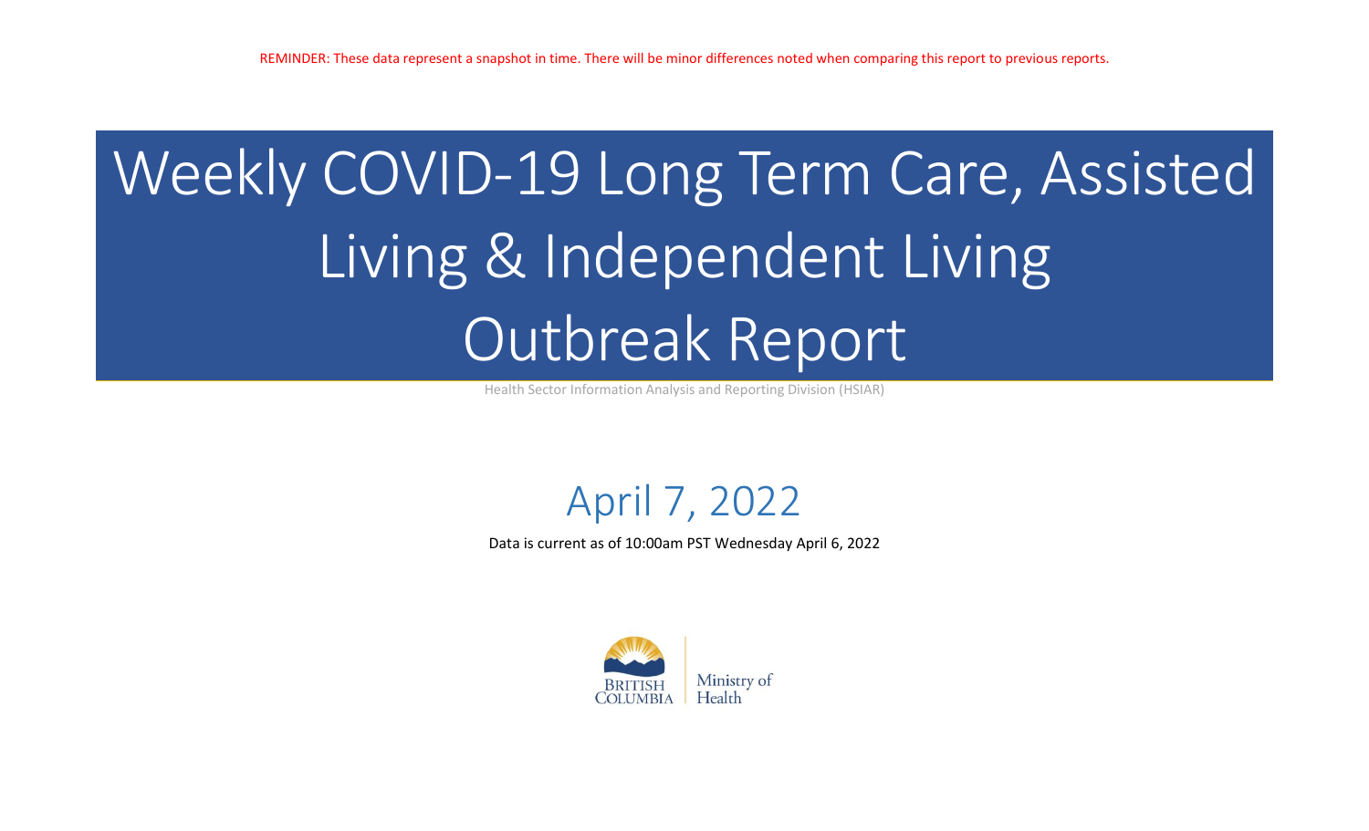REMINDER: These data represent a snapshot in time. There will be minor differences noted when comparing this report to previous reports.

# Weekly COVID-19 Long Term Care, Assisted Living & Independent Living Outbreak Report

Health Sector Information Analysis and Reporting Division (HSIAR)

## April 7, 2022

Data is current as of 10:00am PST Wednesday April 6, 2022

BRITISH COLUMBIA | Ministry of Health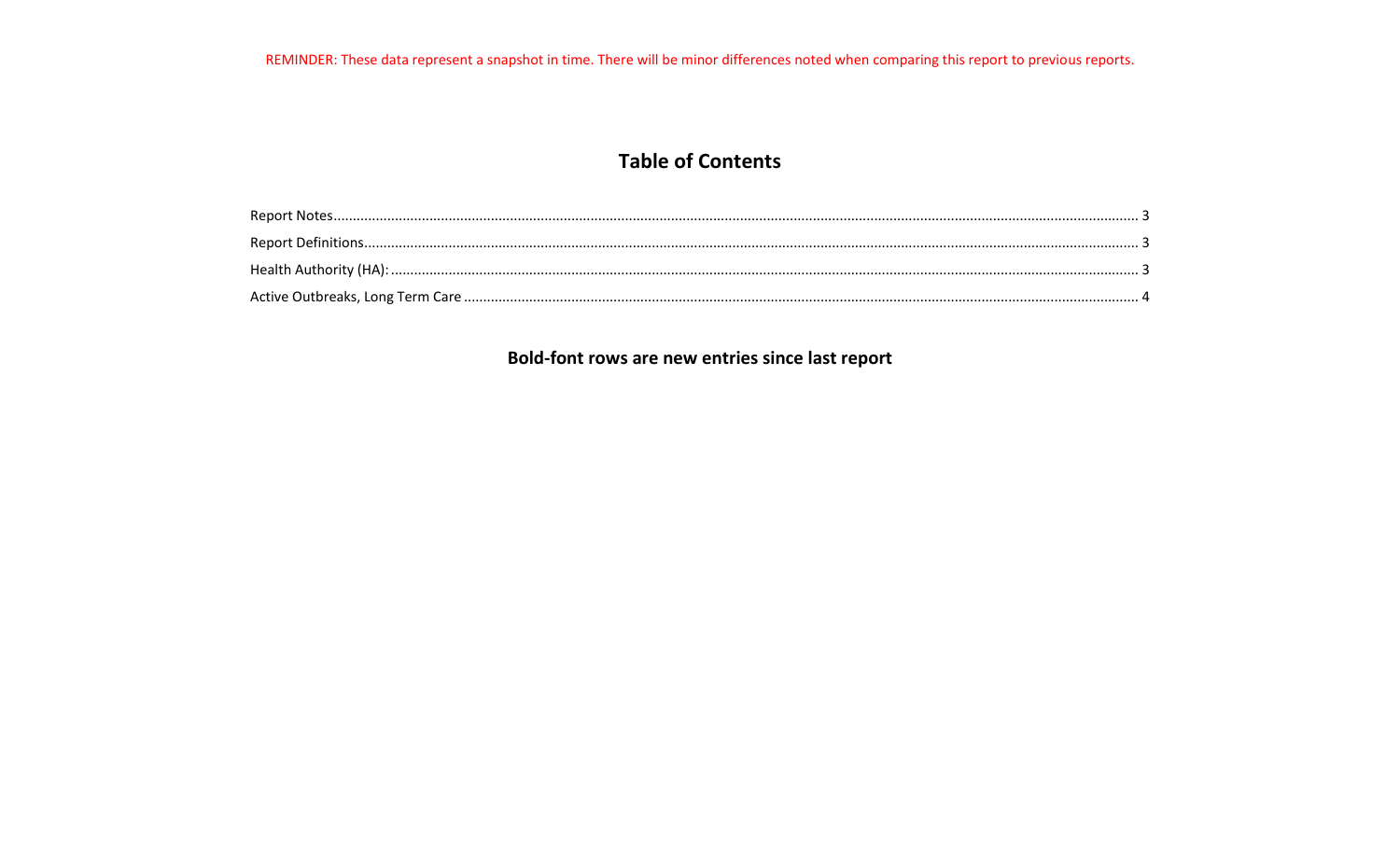REMINDER: These data represent a snapshot in time. There will be minor differences noted when comparing this report to previous reports.

## Table of Contents

Report Notes ........................................................................................................ 3

Report Definitions ................................................................................................ 3

Health Authority (HA): ......................................................................................... 3

Active Outbreaks, Long Term Care ....................................................................... 4

**Bold-font rows are new entries since last report**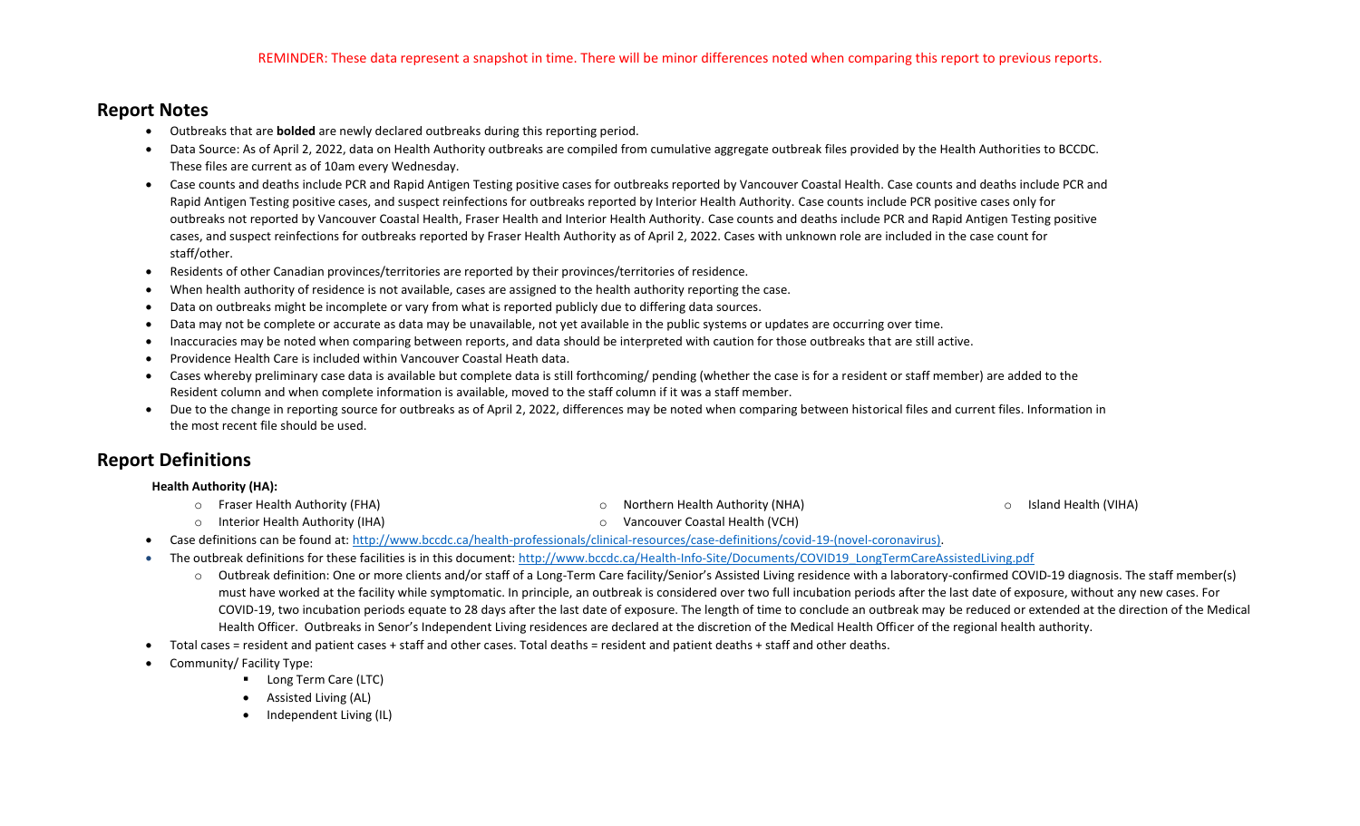REMINDER: These data represent a snapshot in time. There will be minor differences noted when comparing this report to previous reports.

## Report Notes

- Outbreaks that are **bolded** are newly declared outbreaks during this reporting period.
- Data Source: As of April 2, 2022, data on Health Authority outbreaks are compiled from cumulative aggregate outbreak files provided by the Health Authorities to BCCDC. These files are current as of 10am every Wednesday.
- Case counts and deaths include PCR and Rapid Antigen Testing positive cases for outbreaks reported by Vancouver Coastal Health. Case counts and deaths include PCR and Rapid Antigen Testing positive cases, and suspect reinfections for outbreaks reported by Interior Health Authority. Case counts include PCR positive cases only for outbreaks not reported by Vancouver Coastal Health, Fraser Health and Interior Health Authority. Case counts and deaths include PCR and Rapid Antigen Testing positive cases, and suspect reinfections for outbreaks reported by Fraser Health Authority as of April 2, 2022. Cases with unknown role are included in the case count for staff/other.
- Residents of other Canadian provinces/territories are reported by their provinces/territories of residence.
- When health authority of residence is not available, cases are assigned to the health authority reporting the case.
- Data on outbreaks might be incomplete or vary from what is reported publicly due to differing data sources.
- Data may not be complete or accurate as data may be unavailable, not yet available in the public systems or updates are occurring over time.
- Inaccuracies may be noted when comparing between reports, and data should be interpreted with caution for those outbreaks that are still active.
- Providence Health Care is included within Vancouver Coastal Heath data.
- Cases whereby preliminary case data is available but complete data is still forthcoming/ pending (whether the case is for a resident or staff member) are added to the Resident column and when complete information is available, moved to the staff column if it was a staff member.
- Due to the change in reporting source for outbreaks as of April 2, 2022, differences may be noted when comparing between historical files and current files. Information in the most recent file should be used.

## Report Definitions

**Health Authority (HA):**

- Fraser Health Authority (FHA)
- Interior Health Authority (IHA)
- Northern Health Authority (NHA)
- Vancouver Coastal Health (VCH)
- Island Health (VIHA)

- Case definitions can be found at: http://www.bccdc.ca/health-professionals/clinical-resources/case-definitions/covid-19-(novel-coronavirus).
- The outbreak definitions for these facilities is in this document: http://www.bccdc.ca/Health-Info-Site/Documents/COVID19_LongTermCareAssistedLiving.pdf
  - Outbreak definition: One or more clients and/or staff of a Long-Term Care facility/Senior's Assisted Living residence with a laboratory-confirmed COVID-19 diagnosis. The staff member(s) must have worked at the facility while symptomatic. In principle, an outbreak is considered over two full incubation periods after the last date of exposure, without any new cases. For COVID-19, two incubation periods equate to 28 days after the last date of exposure. The length of time to conclude an outbreak may be reduced or extended at the direction of the Medical Health Officer. Outbreaks in Senor's Independent Living residences are declared at the discretion of the Medical Health Officer of the regional health authority.
- Total cases = resident and patient cases + staff and other cases. Total deaths = resident and patient deaths + staff and other deaths.
- Community/ Facility Type:
  - Long Term Care (LTC)
  - Assisted Living (AL)
  - Independent Living (IL)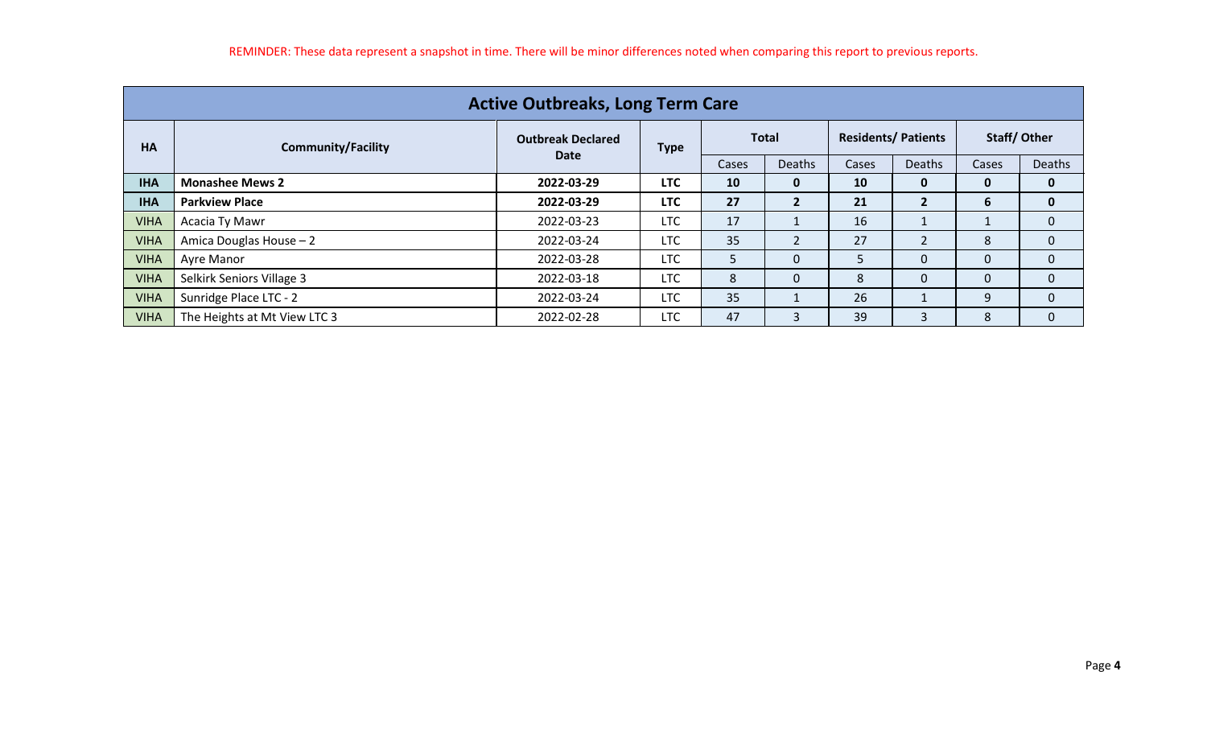REMINDER: These data represent a snapshot in time. There will be minor differences noted when comparing this report to previous reports.

| Active Outbreaks, Long Term Care | | | | | | | | | |
|---|---|---|---|---|---|---|---|---|---|
| HA | Community/Facility | Outbreak Declared Date | Type | Total | | Residents/ Patients | | Staff/ Other | |
| | | | | Cases | Deaths | Cases | Deaths | Cases | Deaths |
| **IHA** | **Monashee Mews 2** | **2022-03-29** | **LTC** | **10** | **0** | **10** | **0** | **0** | **0** |
| **IHA** | **Parkview Place** | **2022-03-29** | **LTC** | **27** | **2** | **21** | **2** | **6** | **0** |
| VIHA | Acacia Ty Mawr | 2022-03-23 | LTC | 17 | 1 | 16 | 1 | 1 | 0 |
| VIHA | Amica Douglas House – 2 | 2022-03-24 | LTC | 35 | 2 | 27 | 2 | 8 | 0 |
| VIHA | Ayre Manor | 2022-03-28 | LTC | 5 | 0 | 5 | 0 | 0 | 0 |
| VIHA | Selkirk Seniors Village 3 | 2022-03-18 | LTC | 8 | 0 | 8 | 0 | 0 | 0 |
| VIHA | Sunridge Place LTC - 2 | 2022-03-24 | LTC | 35 | 1 | 26 | 1 | 9 | 0 |
| VIHA | The Heights at Mt View LTC 3 | 2022-02-28 | LTC | 47 | 3 | 39 | 3 | 8 | 0 |